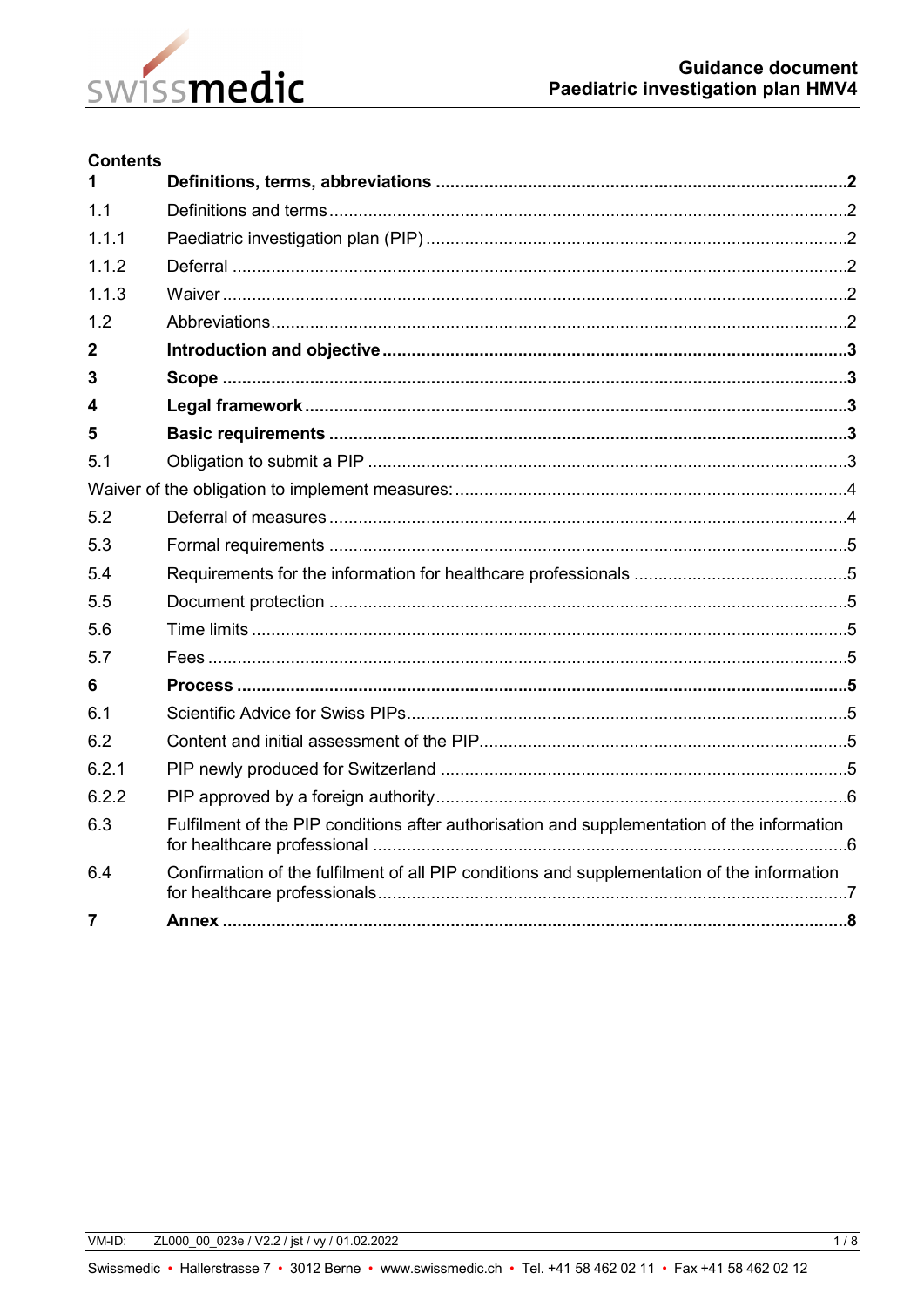**Guidance document**
**Paediatric investigation plan HMV4**

**Contents**

| | | |
|---|---|---|
| **1** | **Definitions, terms, abbreviations** | **2** |
| 1.1 | Definitions and terms | 2 |
| 1.1.1 | Paediatric investigation plan (PIP) | 2 |
| 1.1.2 | Deferral | 2 |
| 1.1.3 | Waiver | 2 |
| 1.2 | Abbreviations | 2 |
| **2** | **Introduction and objective** | **3** |
| **3** | **Scope** | **3** |
| **4** | **Legal framework** | **3** |
| **5** | **Basic requirements** | **3** |
| 5.1 | Obligation to submit a PIP | 3 |
| Waiver of the obligation to implement measures: | | 4 |
| 5.2 | Deferral of measures | 4 |
| 5.3 | Formal requirements | 5 |
| 5.4 | Requirements for the information for healthcare professionals | 5 |
| 5.5 | Document protection | 5 |
| 5.6 | Time limits | 5 |
| 5.7 | Fees | 5 |
| **6** | **Process** | **5** |
| 6.1 | Scientific Advice for Swiss PIPs | 5 |
| 6.2 | Content and initial assessment of the PIP | 5 |
| 6.2.1 | PIP newly produced for Switzerland | 5 |
| 6.2.2 | PIP approved by a foreign authority | 6 |
| 6.3 | Fulfilment of the PIP conditions after authorisation and supplementation of the information for healthcare professional | 6 |
| 6.4 | Confirmation of the fulfilment of all PIP conditions and supplementation of the information for healthcare professionals | 7 |
| **7** | **Annex** | **8** |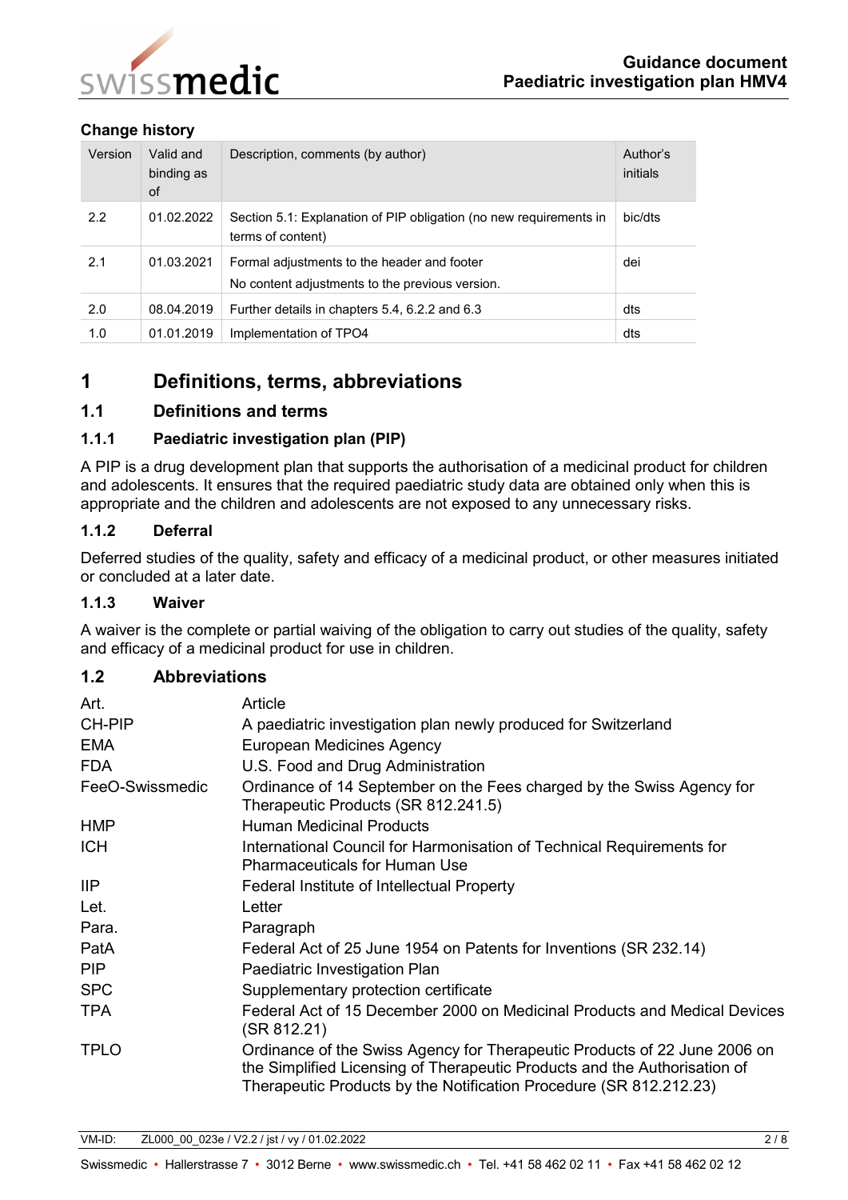**Change history**

| Version | Valid and binding as of | Description, comments (by author) | Author's initials |
|---|---|---|---|
| 2.2 | 01.02.2022 | Section 5.1: Explanation of PIP obligation (no new requirements in terms of content) | bic/dts |
| 2.1 | 01.03.2021 | Formal adjustments to the header and footer<br>No content adjustments to the previous version. | dei |
| 2.0 | 08.04.2019 | Further details in chapters 5.4, 6.2.2 and 6.3 | dts |
| 1.0 | 01.01.2019 | Implementation of TPO4 | dts |

# 1 Definitions, terms, abbreviations

## 1.1 Definitions and terms

### 1.1.1 Paediatric investigation plan (PIP)

A PIP is a drug development plan that supports the authorisation of a medicinal product for children and adolescents. It ensures that the required paediatric study data are obtained only when this is appropriate and the children and adolescents are not exposed to any unnecessary risks.

### 1.1.2 Deferral

Deferred studies of the quality, safety and efficacy of a medicinal product, or other measures initiated or concluded at a later date.

### 1.1.3 Waiver

A waiver is the complete or partial waiving of the obligation to carry out studies of the quality, safety and efficacy of a medicinal product for use in children.

## 1.2 Abbreviations

| | |
|---|---|
| Art. | Article |
| CH-PIP | A paediatric investigation plan newly produced for Switzerland |
| EMA | European Medicines Agency |
| FDA | U.S. Food and Drug Administration |
| FeeO-Swissmedic | Ordinance of 14 September on the Fees charged by the Swiss Agency for Therapeutic Products (SR 812.241.5) |
| HMP | Human Medicinal Products |
| ICH | International Council for Harmonisation of Technical Requirements for Pharmaceuticals for Human Use |
| IIP | Federal Institute of Intellectual Property |
| Let. | Letter |
| Para. | Paragraph |
| PatA | Federal Act of 25 June 1954 on Patents for Inventions (SR 232.14) |
| PIP | Paediatric Investigation Plan |
| SPC | Supplementary protection certificate |
| TPA | Federal Act of 15 December 2000 on Medicinal Products and Medical Devices (SR 812.21) |
| TPLO | Ordinance of the Swiss Agency for Therapeutic Products of 22 June 2006 on the Simplified Licensing of Therapeutic Products and the Authorisation of Therapeutic Products by the Notification Procedure (SR 812.212.23) |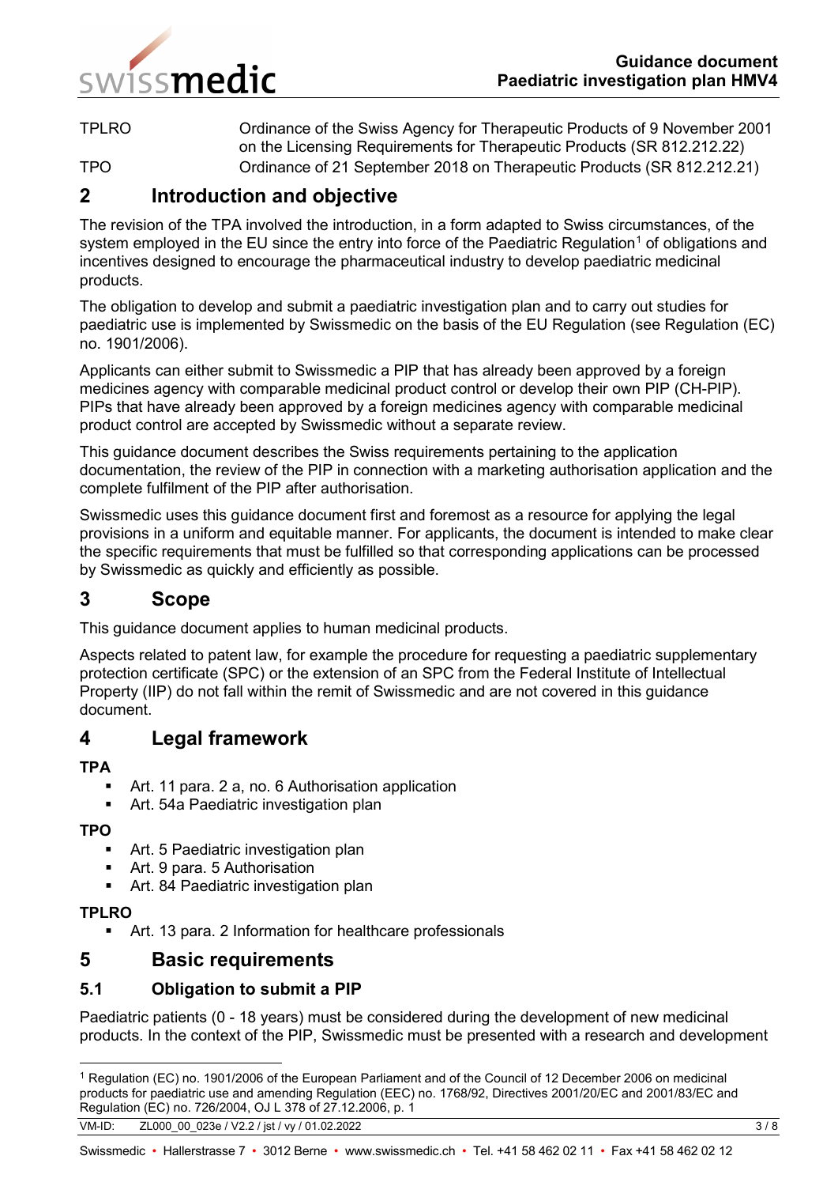| | |
|---|---|
| TPLRO | Ordinance of the Swiss Agency for Therapeutic Products of 9 November 2001 on the Licensing Requirements for Therapeutic Products (SR 812.212.22) |
| TPO | Ordinance of 21 September 2018 on Therapeutic Products (SR 812.212.21) |

# 2 Introduction and objective

The revision of the TPA involved the introduction, in a form adapted to Swiss circumstances, of the system employed in the EU since the entry into force of the Paediatric Regulation[1] of obligations and incentives designed to encourage the pharmaceutical industry to develop paediatric medicinal products.

The obligation to develop and submit a paediatric investigation plan and to carry out studies for paediatric use is implemented by Swissmedic on the basis of the EU Regulation (see Regulation (EC) no. 1901/2006).

Applicants can either submit to Swissmedic a PIP that has already been approved by a foreign medicines agency with comparable medicinal product control or develop their own PIP (CH-PIP). PIPs that have already been approved by a foreign medicines agency with comparable medicinal product control are accepted by Swissmedic without a separate review.

This guidance document describes the Swiss requirements pertaining to the application documentation, the review of the PIP in connection with a marketing authorisation application and the complete fulfilment of the PIP after authorisation.

Swissmedic uses this guidance document first and foremost as a resource for applying the legal provisions in a uniform and equitable manner. For applicants, the document is intended to make clear the specific requirements that must be fulfilled so that corresponding applications can be processed by Swissmedic as quickly and efficiently as possible.

# 3 Scope

This guidance document applies to human medicinal products.

Aspects related to patent law, for example the procedure for requesting a paediatric supplementary protection certificate (SPC) or the extension of an SPC from the Federal Institute of Intellectual Property (IIP) do not fall within the remit of Swissmedic and are not covered in this guidance document.

# 4 Legal framework

**TPA**

- Art. 11 para. 2 a, no. 6 Authorisation application
- Art. 54a Paediatric investigation plan

**TPO**

- Art. 5 Paediatric investigation plan
- Art. 9 para. 5 Authorisation
- Art. 84 Paediatric investigation plan

**TPLRO**

- Art. 13 para. 2 Information for healthcare professionals

# 5 Basic requirements

## 5.1 Obligation to submit a PIP

Paediatric patients (0 - 18 years) must be considered during the development of new medicinal products. In the context of the PIP, Swissmedic must be presented with a research and development

---

[1] Regulation (EC) no. 1901/2006 of the European Parliament and of the Council of 12 December 2006 on medicinal products for paediatric use and amending Regulation (EEC) no. 1768/92, Directives 2001/20/EC and 2001/83/EC and Regulation (EC) no. 726/2004, OJ L 378 of 27.12.2006, p. 1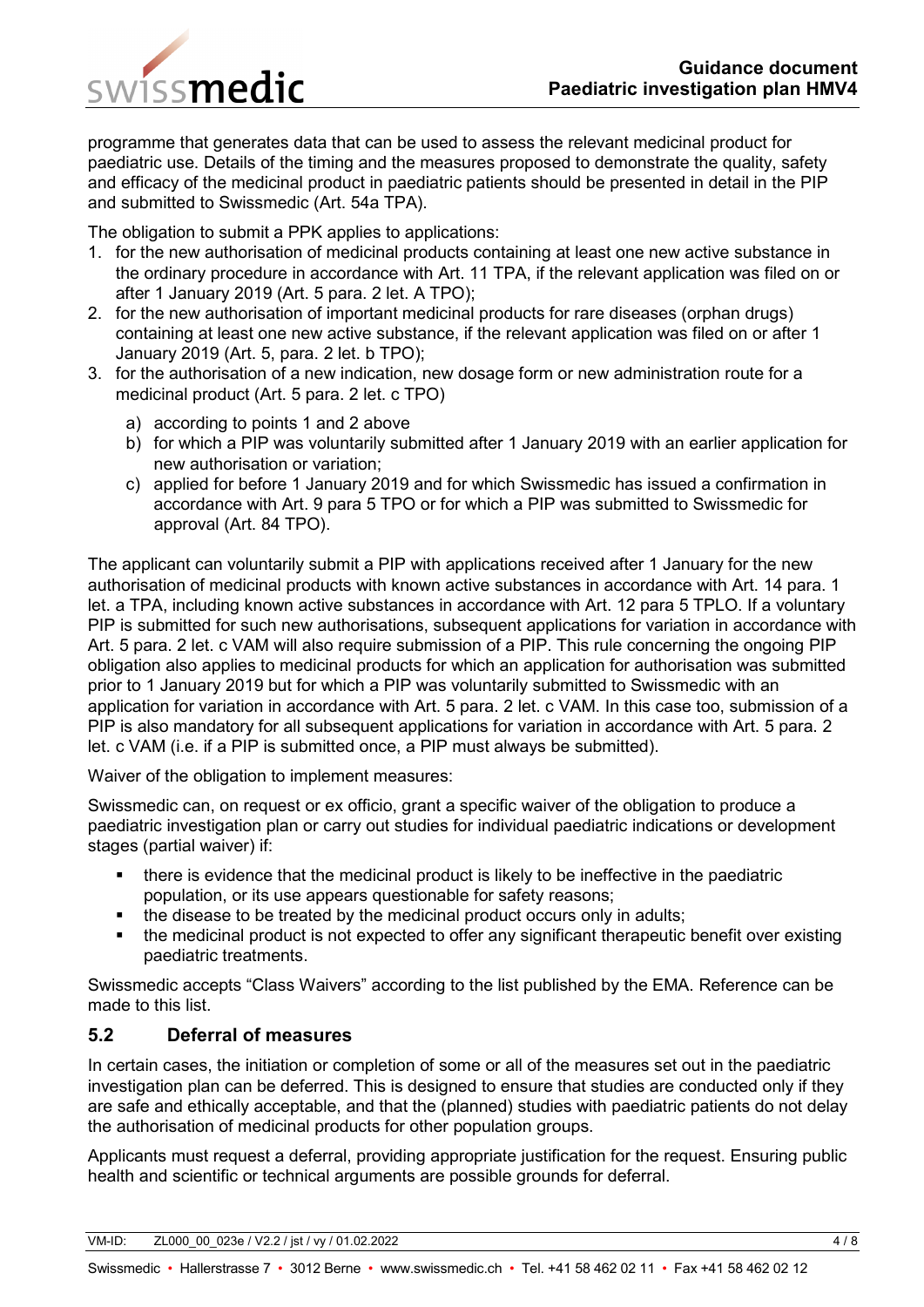programme that generates data that can be used to assess the relevant medicinal product for paediatric use. Details of the timing and the measures proposed to demonstrate the quality, safety and efficacy of the medicinal product in paediatric patients should be presented in detail in the PIP and submitted to Swissmedic (Art. 54a TPA).

The obligation to submit a PPK applies to applications:

1. for the new authorisation of medicinal products containing at least one new active substance in the ordinary procedure in accordance with Art. 11 TPA, if the relevant application was filed on or after 1 January 2019 (Art. 5 para. 2 let. A TPO);
2. for the new authorisation of important medicinal products for rare diseases (orphan drugs) containing at least one new active substance, if the relevant application was filed on or after 1 January 2019 (Art. 5, para. 2 let. b TPO);
3. for the authorisation of a new indication, new dosage form or new administration route for a medicinal product (Art. 5 para. 2 let. c TPO)
   a) according to points 1 and 2 above
   b) for which a PIP was voluntarily submitted after 1 January 2019 with an earlier application for new authorisation or variation;
   c) applied for before 1 January 2019 and for which Swissmedic has issued a confirmation in accordance with Art. 9 para 5 TPO or for which a PIP was submitted to Swissmedic for approval (Art. 84 TPO).

The applicant can voluntarily submit a PIP with applications received after 1 January for the new authorisation of medicinal products with known active substances in accordance with Art. 14 para. 1 let. a TPA, including known active substances in accordance with Art. 12 para 5 TPLO. If a voluntary PIP is submitted for such new authorisations, subsequent applications for variation in accordance with Art. 5 para. 2 let. c VAM will also require submission of a PIP. This rule concerning the ongoing PIP obligation also applies to medicinal products for which an application for authorisation was submitted prior to 1 January 2019 but for which a PIP was voluntarily submitted to Swissmedic with an application for variation in accordance with Art. 5 para. 2 let. c VAM. In this case too, submission of a PIP is also mandatory for all subsequent applications for variation in accordance with Art. 5 para. 2 let. c VAM (i.e. if a PIP is submitted once, a PIP must always be submitted).

Waiver of the obligation to implement measures:

Swissmedic can, on request or ex officio, grant a specific waiver of the obligation to produce a paediatric investigation plan or carry out studies for individual paediatric indications or development stages (partial waiver) if:

- there is evidence that the medicinal product is likely to be ineffective in the paediatric population, or its use appears questionable for safety reasons;
- the disease to be treated by the medicinal product occurs only in adults;
- the medicinal product is not expected to offer any significant therapeutic benefit over existing paediatric treatments.

Swissmedic accepts “Class Waivers” according to the list published by the EMA. Reference can be made to this list.

## 5.2 Deferral of measures

In certain cases, the initiation or completion of some or all of the measures set out in the paediatric investigation plan can be deferred. This is designed to ensure that studies are conducted only if they are safe and ethically acceptable, and that the (planned) studies with paediatric patients do not delay the authorisation of medicinal products for other population groups.

Applicants must request a deferral, providing appropriate justification for the request. Ensuring public health and scientific or technical arguments are possible grounds for deferral.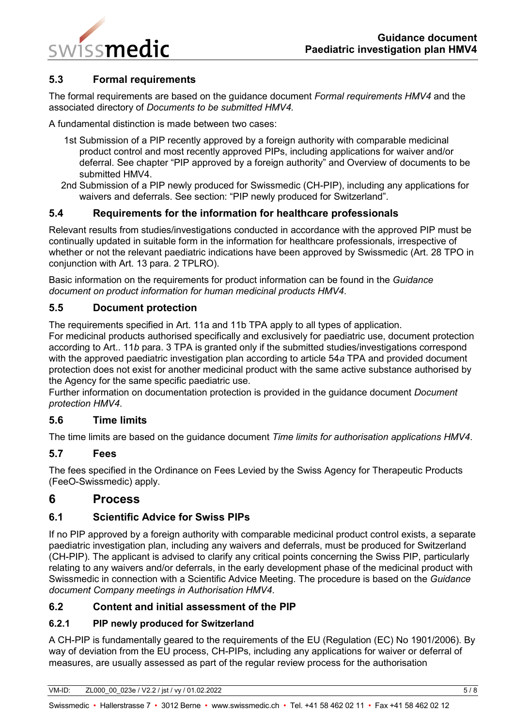### 5.3 Formal requirements

The formal requirements are based on the guidance document *Formal requirements HMV4* and the associated directory of *Documents to be submitted HMV4.*

A fundamental distinction is made between two cases:

1st Submission of a PIP recently approved by a foreign authority with comparable medicinal product control and most recently approved PIPs, including applications for waiver and/or deferral. See chapter "PIP approved by a foreign authority" and Overview of documents to be submitted HMV4.

2nd Submission of a PIP newly produced for Swissmedic (CH-PIP), including any applications for waivers and deferrals. See section: "PIP newly produced for Switzerland".

### 5.4 Requirements for the information for healthcare professionals

Relevant results from studies/investigations conducted in accordance with the approved PIP must be continually updated in suitable form in the information for healthcare professionals, irrespective of whether or not the relevant paediatric indications have been approved by Swissmedic (Art. 28 TPO in conjunction with Art. 13 para. 2 TPLRO).

Basic information on the requirements for product information can be found in the *Guidance document on product information for human medicinal products HMV4*.

### 5.5 Document protection

The requirements specified in Art. 11a and 11b TPA apply to all types of application.
For medicinal products authorised specifically and exclusively for paediatric use, document protection according to Art.. 11*b* para. 3 TPA is granted only if the submitted studies/investigations correspond with the approved paediatric investigation plan according to article 54*a* TPA and provided document protection does not exist for another medicinal product with the same active substance authorised by the Agency for the same specific paediatric use.
Further information on documentation protection is provided in the guidance document *Document protection HMV4*.

### 5.6 Time limits

The time limits are based on the guidance document *Time limits for authorisation applications HMV4*.

### 5.7 Fees

The fees specified in the Ordinance on Fees Levied by the Swiss Agency for Therapeutic Products (FeeO-Swissmedic) apply.

## 6 Process

### 6.1 Scientific Advice for Swiss PIPs

If no PIP approved by a foreign authority with comparable medicinal product control exists, a separate paediatric investigation plan, including any waivers and deferrals, must be produced for Switzerland (CH-PIP). The applicant is advised to clarify any critical points concerning the Swiss PIP, particularly relating to any waivers and/or deferrals, in the early development phase of the medicinal product with Swissmedic in connection with a Scientific Advice Meeting. The procedure is based on the *Guidance document Company meetings in Authorisation HMV4*.

### 6.2 Content and initial assessment of the PIP

#### 6.2.1 PIP newly produced for Switzerland

A CH-PIP is fundamentally geared to the requirements of the EU (Regulation (EC) No 1901/2006). By way of deviation from the EU process, CH-PIPs, including any applications for waiver or deferral of measures, are usually assessed as part of the regular review process for the authorisation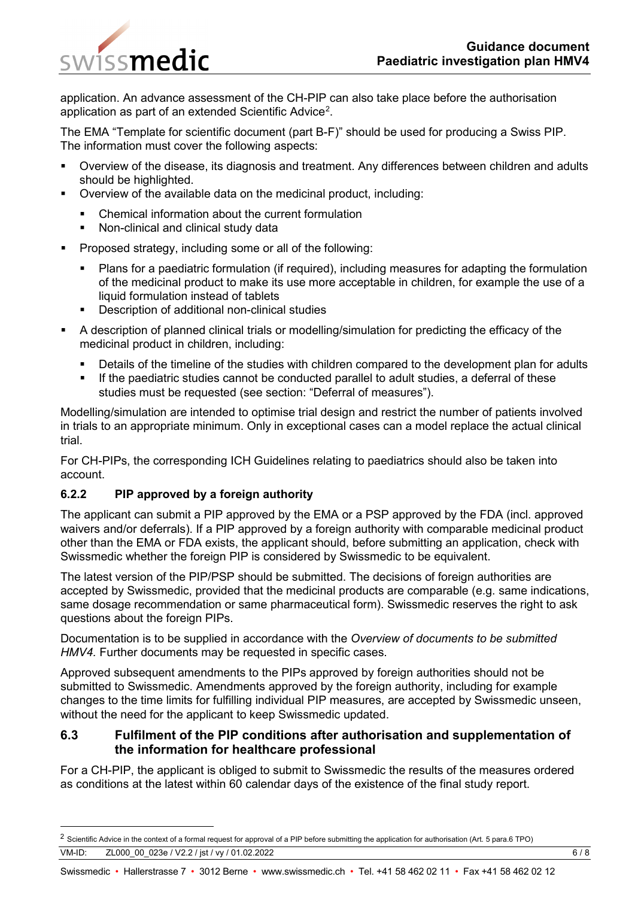application. An advance assessment of the CH-PIP can also take place before the authorisation application as part of an extended Scientific Advice[2].

The EMA "Template for scientific document (part B-F)" should be used for producing a Swiss PIP. The information must cover the following aspects:

- Overview of the disease, its diagnosis and treatment. Any differences between children and adults should be highlighted.
- Overview of the available data on the medicinal product, including:
  - Chemical information about the current formulation
  - Non-clinical and clinical study data
- Proposed strategy, including some or all of the following:
  - Plans for a paediatric formulation (if required), including measures for adapting the formulation of the medicinal product to make its use more acceptable in children, for example the use of a liquid formulation instead of tablets
  - Description of additional non-clinical studies
- A description of planned clinical trials or modelling/simulation for predicting the efficacy of the medicinal product in children, including:
  - Details of the timeline of the studies with children compared to the development plan for adults
  - If the paediatric studies cannot be conducted parallel to adult studies, a deferral of these studies must be requested (see section: "Deferral of measures").

Modelling/simulation are intended to optimise trial design and restrict the number of patients involved in trials to an appropriate minimum. Only in exceptional cases can a model replace the actual clinical trial.

For CH-PIPs, the corresponding ICH Guidelines relating to paediatrics should also be taken into account.

#### 6.2.2 PIP approved by a foreign authority

The applicant can submit a PIP approved by the EMA or a PSP approved by the FDA (incl. approved waivers and/or deferrals). If a PIP approved by a foreign authority with comparable medicinal product other than the EMA or FDA exists, the applicant should, before submitting an application, check with Swissmedic whether the foreign PIP is considered by Swissmedic to be equivalent.

The latest version of the PIP/PSP should be submitted. The decisions of foreign authorities are accepted by Swissmedic, provided that the medicinal products are comparable (e.g. same indications, same dosage recommendation or same pharmaceutical form). Swissmedic reserves the right to ask questions about the foreign PIPs.

Documentation is to be supplied in accordance with the *Overview of documents to be submitted HMV4.* Further documents may be requested in specific cases.

Approved subsequent amendments to the PIPs approved by foreign authorities should not be submitted to Swissmedic. Amendments approved by the foreign authority, including for example changes to the time limits for fulfilling individual PIP measures, are accepted by Swissmedic unseen, without the need for the applicant to keep Swissmedic updated.

### 6.3 Fulfilment of the PIP conditions after authorisation and supplementation of the information for healthcare professional

For a CH-PIP, the applicant is obliged to submit to Swissmedic the results of the measures ordered as conditions at the latest within 60 calendar days of the existence of the final study report.

---

[2] Scientific Advice in the context of a formal request for approval of a PIP before submitting the application for authorisation (Art. 5 para.6 TPO)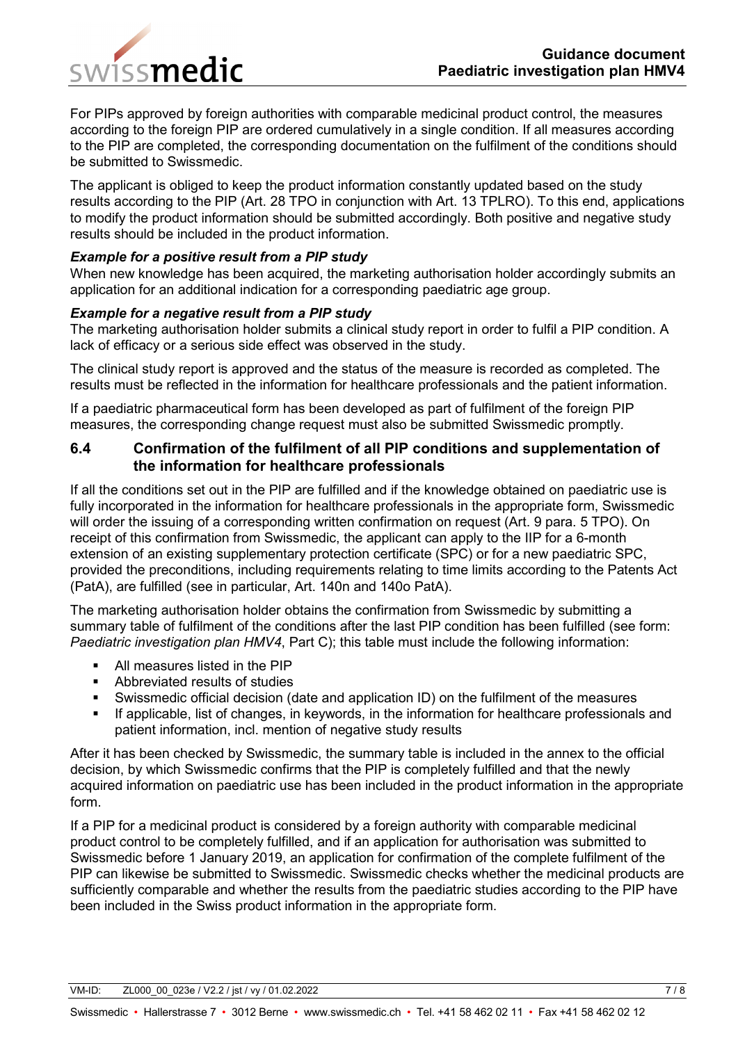For PIPs approved by foreign authorities with comparable medicinal product control, the measures according to the foreign PIP are ordered cumulatively in a single condition. If all measures according to the PIP are completed, the corresponding documentation on the fulfilment of the conditions should be submitted to Swissmedic.

The applicant is obliged to keep the product information constantly updated based on the study results according to the PIP (Art. 28 TPO in conjunction with Art. 13 TPLRO). To this end, applications to modify the product information should be submitted accordingly. Both positive and negative study results should be included in the product information.

***Example for a positive result from a PIP study***
When new knowledge has been acquired, the marketing authorisation holder accordingly submits an application for an additional indication for a corresponding paediatric age group.

***Example for a negative result from a PIP study***
The marketing authorisation holder submits a clinical study report in order to fulfil a PIP condition. A lack of efficacy or a serious side effect was observed in the study.

The clinical study report is approved and the status of the measure is recorded as completed. The results must be reflected in the information for healthcare professionals and the patient information.

If a paediatric pharmaceutical form has been developed as part of fulfilment of the foreign PIP measures, the corresponding change request must also be submitted Swissmedic promptly.

### 6.4 Confirmation of the fulfilment of all PIP conditions and supplementation of the information for healthcare professionals

If all the conditions set out in the PIP are fulfilled and if the knowledge obtained on paediatric use is fully incorporated in the information for healthcare professionals in the appropriate form, Swissmedic will order the issuing of a corresponding written confirmation on request (Art. 9 para. 5 TPO). On receipt of this confirmation from Swissmedic, the applicant can apply to the IIP for a 6-month extension of an existing supplementary protection certificate (SPC) or for a new paediatric SPC, provided the preconditions, including requirements relating to time limits according to the Patents Act (PatA), are fulfilled (see in particular, Art. 140n and 140o PatA).

The marketing authorisation holder obtains the confirmation from Swissmedic by submitting a summary table of fulfilment of the conditions after the last PIP condition has been fulfilled (see form: *Paediatric investigation plan HMV4*, Part C); this table must include the following information:

- All measures listed in the PIP
- Abbreviated results of studies
- Swissmedic official decision (date and application ID) on the fulfilment of the measures
- If applicable, list of changes, in keywords, in the information for healthcare professionals and patient information, incl. mention of negative study results

After it has been checked by Swissmedic, the summary table is included in the annex to the official decision, by which Swissmedic confirms that the PIP is completely fulfilled and that the newly acquired information on paediatric use has been included in the product information in the appropriate form.

If a PIP for a medicinal product is considered by a foreign authority with comparable medicinal product control to be completely fulfilled, and if an application for authorisation was submitted to Swissmedic before 1 January 2019, an application for confirmation of the complete fulfilment of the PIP can likewise be submitted to Swissmedic. Swissmedic checks whether the medicinal products are sufficiently comparable and whether the results from the paediatric studies according to the PIP have been included in the Swiss product information in the appropriate form.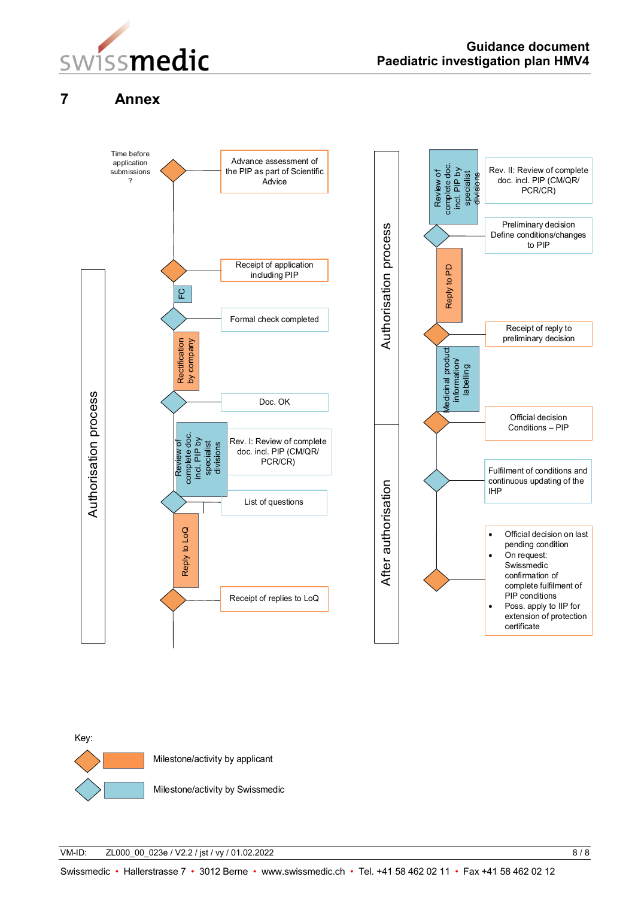# 7 Annex

Time before application submissions ?

Advance assessment of the PIP as part of Scientific Advice

Receipt of application including PIP

FC

Formal check completed

Rectification by company

Doc. OK

Review of complete doc. incl. PIP by specialist divisions

Rev. I: Review of complete doc. incl. PIP (CM/QR/ PCR/CR)

List of questions

Reply to LoQ

Receipt of replies to LoQ

Authorisation process

Review of complete doc. incl. PIP by specialist divisions

Rev. II: Review of complete doc. incl. PIP (CM/QR/ PCR/CR)

Preliminary decision Define conditions/changes to PIP

Reply to PD

Receipt of reply to preliminary decision

Medicinal product information/ labelling

Official decision Conditions – PIP

Authorisation process

Fulfilment of conditions and continuous updating of the IHP

- Official decision on last pending condition
- On request: Swissmedic confirmation of complete fulfilment of PIP conditions
- Poss. apply to IIP for extension of protection certificate

After authorisation

Key:

Milestone/activity by applicant

Milestone/activity by Swissmedic